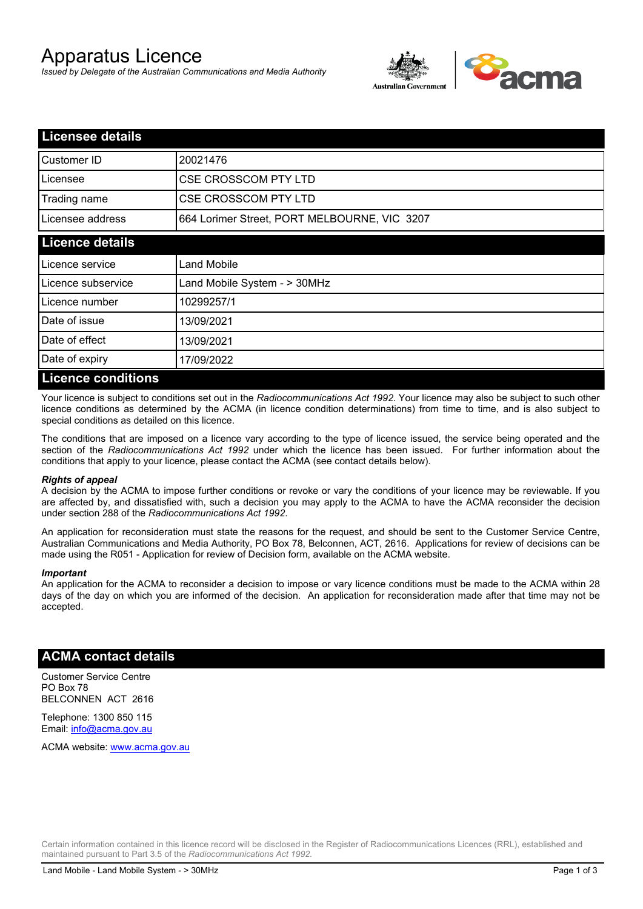# Apparatus Licence

*Issued by Delegate of the Australian Communications and Media Authority*

## Licensee details

| | |
|---|---|
| Customer ID | 20021476 |
| Licensee | CSE CROSSCOM PTY LTD |
| Trading name | CSE CROSSCOM PTY LTD |
| Licensee address | 664 Lorimer Street, PORT MELBOURNE, VIC 3207 |

## Licence details

| | |
|---|---|
| Licence service | Land Mobile |
| Licence subservice | Land Mobile System - > 30MHz |
| Licence number | 10299257/1 |
| Date of issue | 13/09/2021 |
| Date of effect | 13/09/2021 |
| Date of expiry | 17/09/2022 |

## Licence conditions

Your licence is subject to conditions set out in the *Radiocommunications Act 1992*. Your licence may also be subject to such other licence conditions as determined by the ACMA (in licence condition determinations) from time to time, and is also subject to special conditions as detailed on this licence.

The conditions that are imposed on a licence vary according to the type of licence issued, the service being operated and the section of the *Radiocommunications Act 1992* under which the licence has been issued. For further information about the conditions that apply to your licence, please contact the ACMA (see contact details below).

***Rights of appeal***

A decision by the ACMA to impose further conditions or revoke or vary the conditions of your licence may be reviewable. If you are affected by, and dissatisfied with, such a decision you may apply to the ACMA to have the ACMA reconsider the decision under section 288 of the *Radiocommunications Act 1992*.

An application for reconsideration must state the reasons for the request, and should be sent to the Customer Service Centre, Australian Communications and Media Authority, PO Box 78, Belconnen, ACT, 2616. Applications for review of decisions can be made using the R051 - Application for review of Decision form, available on the ACMA website.

***Important***

An application for the ACMA to reconsider a decision to impose or vary licence conditions must be made to the ACMA within 28 days of the day on which you are informed of the decision. An application for reconsideration made after that time may not be accepted.

## ACMA contact details

Customer Service Centre
PO Box 78
BELCONNEN ACT 2616

Telephone: 1300 850 115
Email: info@acma.gov.au

ACMA website: www.acma.gov.au

Certain information contained in this licence record will be disclosed in the Register of Radiocommunications Licences (RRL), established and maintained pursuant to Part 3.5 of the *Radiocommunications Act 1992.*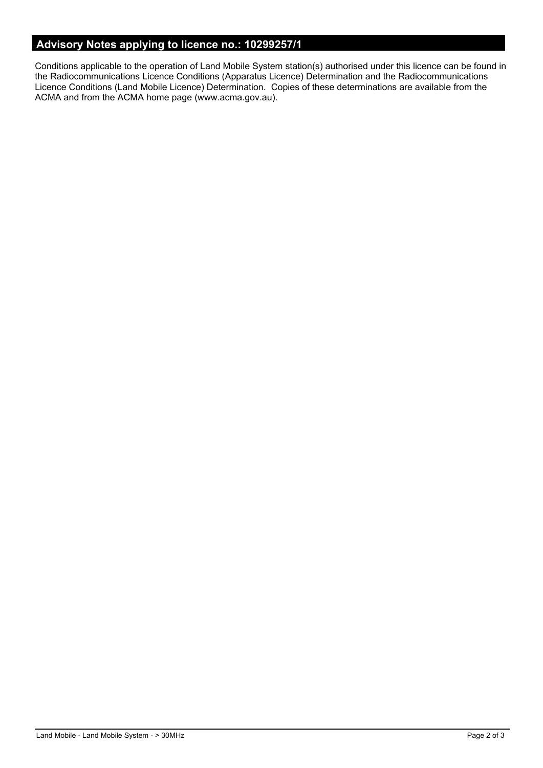## Advisory Notes applying to licence no.: 10299257/1

Conditions applicable to the operation of Land Mobile System station(s) authorised under this licence can be found in the Radiocommunications Licence Conditions (Apparatus Licence) Determination and the Radiocommunications Licence Conditions (Land Mobile Licence) Determination. Copies of these determinations are available from the ACMA and from the ACMA home page (www.acma.gov.au).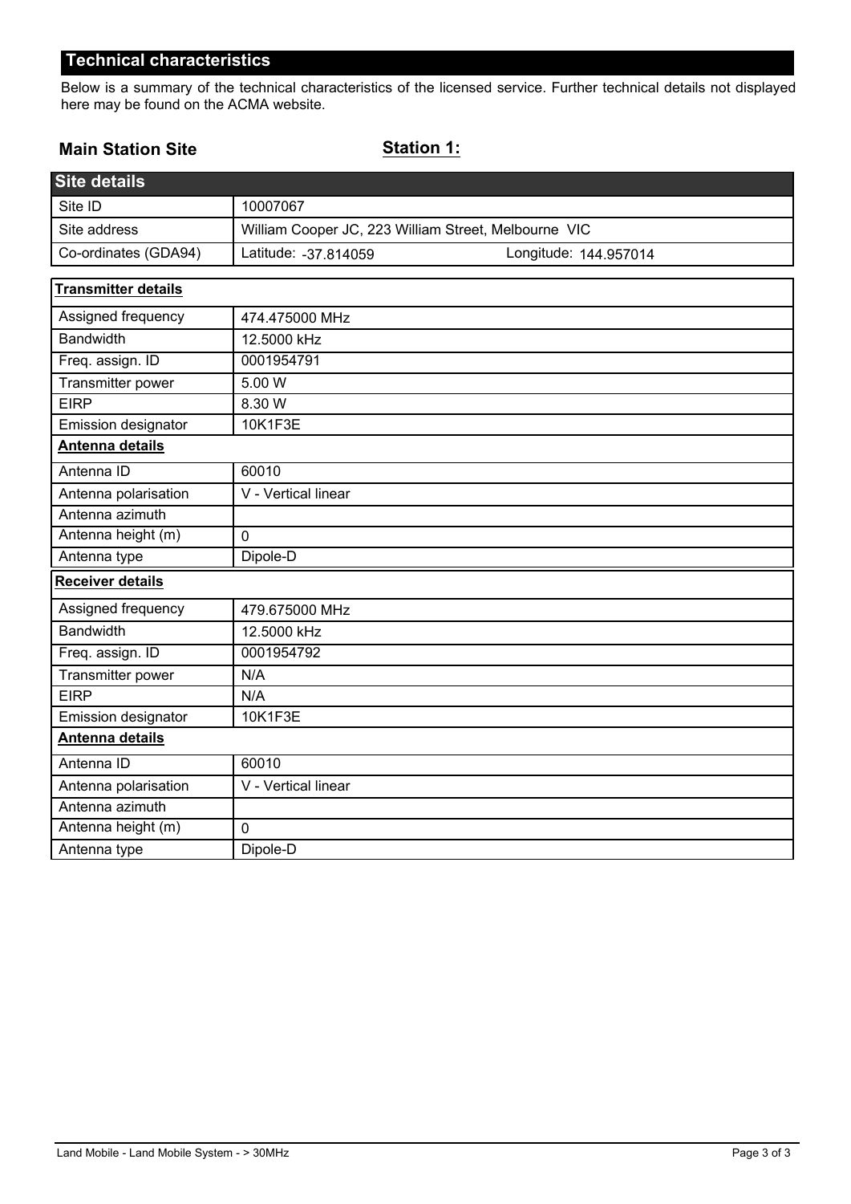## Technical characteristics

Below is a summary of the technical characteristics of the licensed service. Further technical details not displayed here may be found on the ACMA website.

**Main Station Site** **Station 1:**

| Site details | |
|---|---|
| Site ID | 10007067 |
| Site address | William Cooper JC, 223 William Street, Melbourne VIC |
| Co-ordinates (GDA94) | Latitude: -37.814059 Longitude: 144.957014 |

| **Transmitter details** | |
|---|---|
| Assigned frequency | 474.475000 MHz |
| Bandwidth | 12.5000 kHz |
| Freq. assign. ID | 0001954791 |
| Transmitter power | 5.00 W |
| EIRP | 8.30 W |
| Emission designator | 10K1F3E |
| **Antenna details** | |
| Antenna ID | 60010 |
| Antenna polarisation | V - Vertical linear |
| Antenna azimuth | |
| Antenna height (m) | 0 |
| Antenna type | Dipole-D |

| **Receiver details** | |
|---|---|
| Assigned frequency | 479.675000 MHz |
| Bandwidth | 12.5000 kHz |
| Freq. assign. ID | 0001954792 |
| Transmitter power | N/A |
| EIRP | N/A |
| Emission designator | 10K1F3E |
| **Antenna details** | |
| Antenna ID | 60010 |
| Antenna polarisation | V - Vertical linear |
| Antenna azimuth | |
| Antenna height (m) | 0 |
| Antenna type | Dipole-D |

Land Mobile - Land Mobile System - > 30MHz